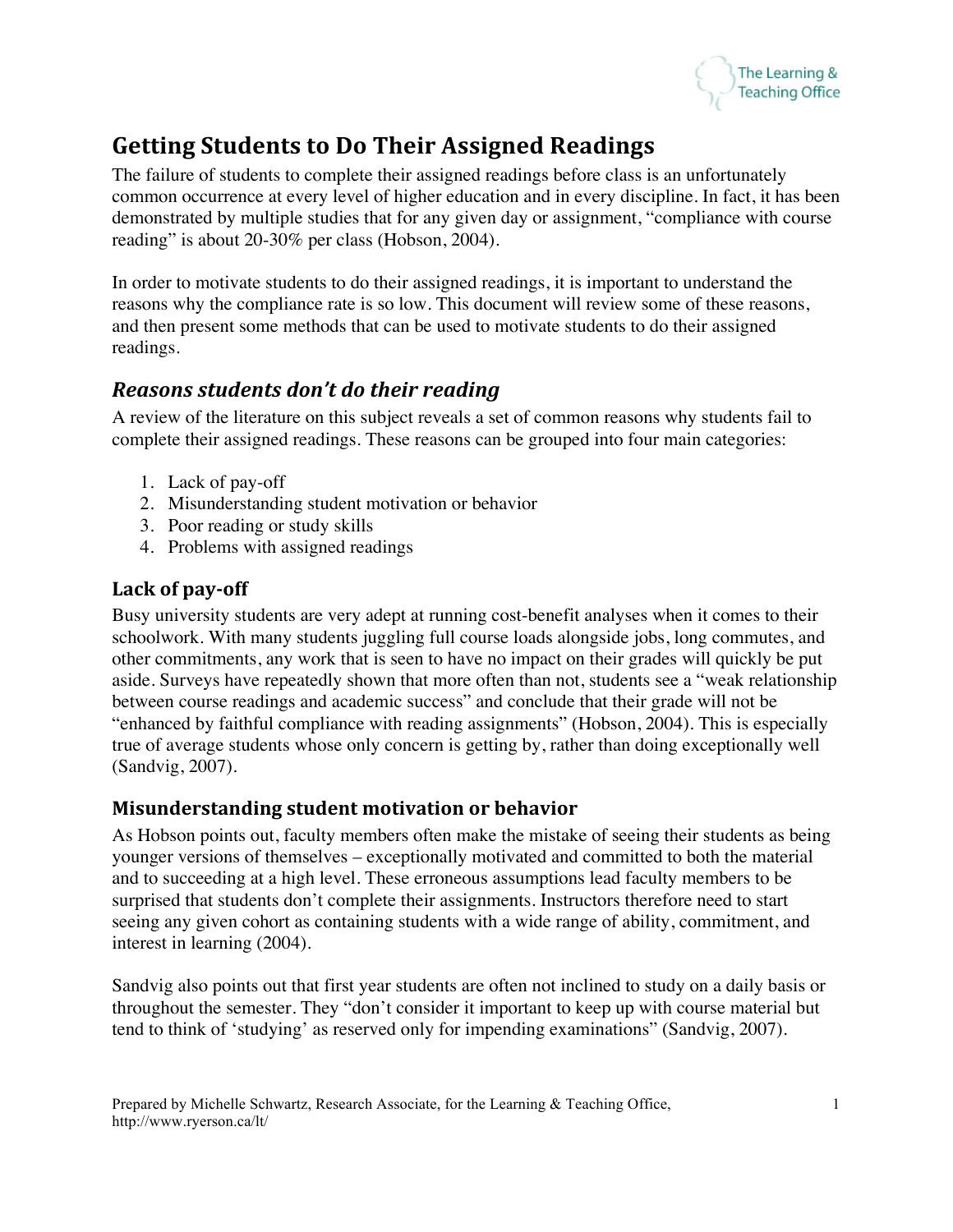# Getting Students to Do Their Assigned Readings

The failure of students to complete their assigned readings before class is an unfortunately common occurrence at every level of higher education and in every discipline. In fact, it has been demonstrated by multiple studies that for any given day or assignment, "compliance with course reading" is about 20-30% per class (Hobson, 2004).

In order to motivate students to do their assigned readings, it is important to understand the reasons why the compliance rate is so low. This document will review some of these reasons, and then present some methods that can be used to motivate students to do their assigned readings.

## *Reasons students don't do their reading*

A review of the literature on this subject reveals a set of common reasons why students fail to complete their assigned readings. These reasons can be grouped into four main categories:

1. Lack of pay-off
2. Misunderstanding student motivation or behavior
3. Poor reading or study skills
4. Problems with assigned readings

### Lack of pay-off

Busy university students are very adept at running cost-benefit analyses when it comes to their schoolwork. With many students juggling full course loads alongside jobs, long commutes, and other commitments, any work that is seen to have no impact on their grades will quickly be put aside. Surveys have repeatedly shown that more often than not, students see a "weak relationship between course readings and academic success" and conclude that their grade will not be "enhanced by faithful compliance with reading assignments" (Hobson, 2004). This is especially true of average students whose only concern is getting by, rather than doing exceptionally well (Sandvig, 2007).

### Misunderstanding student motivation or behavior

As Hobson points out, faculty members often make the mistake of seeing their students as being younger versions of themselves – exceptionally motivated and committed to both the material and to succeeding at a high level. These erroneous assumptions lead faculty members to be surprised that students don't complete their assignments. Instructors therefore need to start seeing any given cohort as containing students with a wide range of ability, commitment, and interest in learning (2004).

Sandvig also points out that first year students are often not inclined to study on a daily basis or throughout the semester. They "don't consider it important to keep up with course material but tend to think of 'studying' as reserved only for impending examinations" (Sandvig, 2007).

Prepared by Michelle Schwartz, Research Associate, for the Learning & Teaching Office, http://www.ryerson.ca/lt/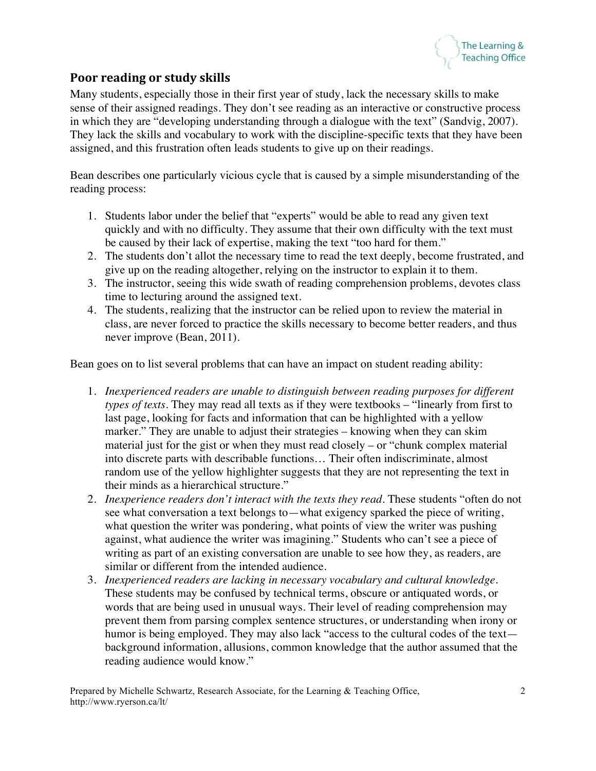## Poor reading or study skills

Many students, especially those in their first year of study, lack the necessary skills to make sense of their assigned readings. They don't see reading as an interactive or constructive process in which they are "developing understanding through a dialogue with the text" (Sandvig, 2007). They lack the skills and vocabulary to work with the discipline-specific texts that they have been assigned, and this frustration often leads students to give up on their readings.

Bean describes one particularly vicious cycle that is caused by a simple misunderstanding of the reading process:

1. Students labor under the belief that "experts" would be able to read any given text quickly and with no difficulty. They assume that their own difficulty with the text must be caused by their lack of expertise, making the text "too hard for them."
2. The students don't allot the necessary time to read the text deeply, become frustrated, and give up on the reading altogether, relying on the instructor to explain it to them.
3. The instructor, seeing this wide swath of reading comprehension problems, devotes class time to lecturing around the assigned text.
4. The students, realizing that the instructor can be relied upon to review the material in class, are never forced to practice the skills necessary to become better readers, and thus never improve (Bean, 2011).

Bean goes on to list several problems that can have an impact on student reading ability:

1. *Inexperienced readers are unable to distinguish between reading purposes for different types of texts*. They may read all texts as if they were textbooks – "linearly from first to last page, looking for facts and information that can be highlighted with a yellow marker." They are unable to adjust their strategies – knowing when they can skim material just for the gist or when they must read closely – or "chunk complex material into discrete parts with describable functions… Their often indiscriminate, almost random use of the yellow highlighter suggests that they are not representing the text in their minds as a hierarchical structure."
2. *Inexperience readers don't interact with the texts they read*. These students "often do not see what conversation a text belongs to—what exigency sparked the piece of writing, what question the writer was pondering, what points of view the writer was pushing against, what audience the writer was imagining." Students who can't see a piece of writing as part of an existing conversation are unable to see how they, as readers, are similar or different from the intended audience.
3. *Inexperienced readers are lacking in necessary vocabulary and cultural knowledge*. These students may be confused by technical terms, obscure or antiquated words, or words that are being used in unusual ways. Their level of reading comprehension may prevent them from parsing complex sentence structures, or understanding when irony or humor is being employed. They may also lack "access to the cultural codes of the text—background information, allusions, common knowledge that the author assumed that the reading audience would know."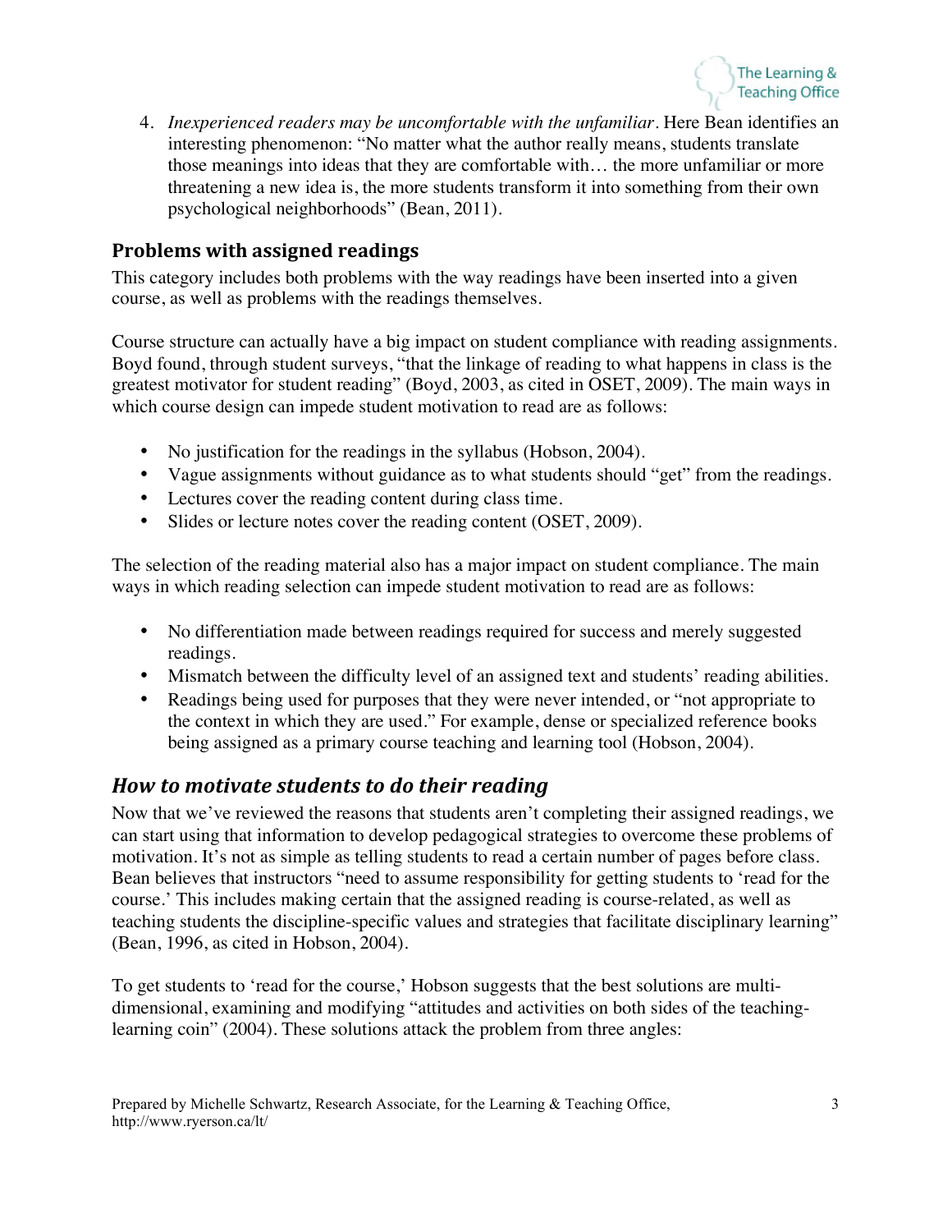4. *Inexperienced readers may be uncomfortable with the unfamiliar*. Here Bean identifies an interesting phenomenon: "No matter what the author really means, students translate those meanings into ideas that they are comfortable with… the more unfamiliar or more threatening a new idea is, the more students transform it into something from their own psychological neighborhoods" (Bean, 2011).

## Problems with assigned readings

This category includes both problems with the way readings have been inserted into a given course, as well as problems with the readings themselves.

Course structure can actually have a big impact on student compliance with reading assignments. Boyd found, through student surveys, "that the linkage of reading to what happens in class is the greatest motivator for student reading" (Boyd, 2003, as cited in OSET, 2009). The main ways in which course design can impede student motivation to read are as follows:

- No justification for the readings in the syllabus (Hobson, 2004).
- Vague assignments without guidance as to what students should "get" from the readings.
- Lectures cover the reading content during class time.
- Slides or lecture notes cover the reading content (OSET, 2009).

The selection of the reading material also has a major impact on student compliance. The main ways in which reading selection can impede student motivation to read are as follows:

- No differentiation made between readings required for success and merely suggested readings.
- Mismatch between the difficulty level of an assigned text and students' reading abilities.
- Readings being used for purposes that they were never intended, or "not appropriate to the context in which they are used." For example, dense or specialized reference books being assigned as a primary course teaching and learning tool (Hobson, 2004).

## *How to motivate students to do their reading*

Now that we've reviewed the reasons that students aren't completing their assigned readings, we can start using that information to develop pedagogical strategies to overcome these problems of motivation. It's not as simple as telling students to read a certain number of pages before class. Bean believes that instructors "need to assume responsibility for getting students to 'read for the course.' This includes making certain that the assigned reading is course-related, as well as teaching students the discipline-specific values and strategies that facilitate disciplinary learning" (Bean, 1996, as cited in Hobson, 2004).

To get students to 'read for the course,' Hobson suggests that the best solutions are multi-dimensional, examining and modifying "attitudes and activities on both sides of the teaching-learning coin" (2004). These solutions attack the problem from three angles: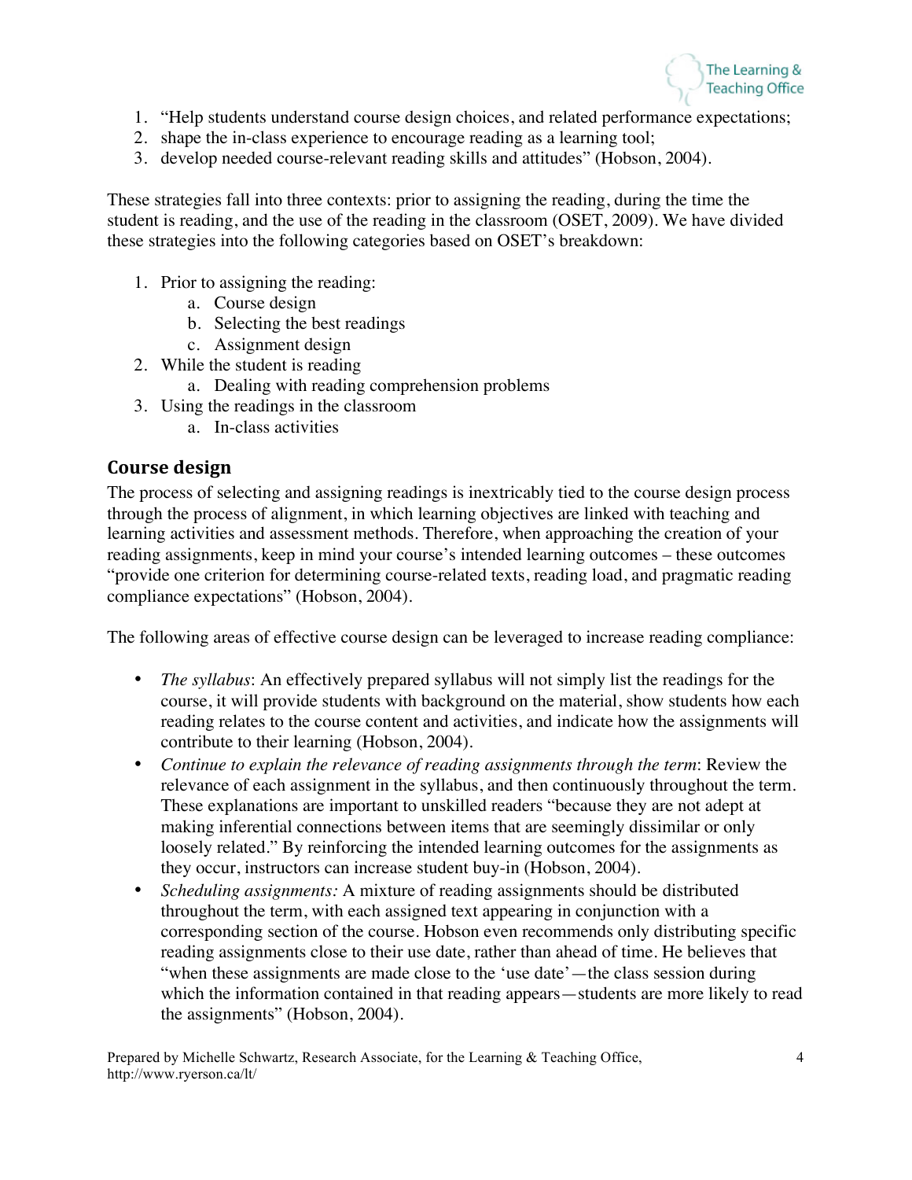1. "Help students understand course design choices, and related performance expectations;
2. shape the in-class experience to encourage reading as a learning tool;
3. develop needed course-relevant reading skills and attitudes" (Hobson, 2004).

These strategies fall into three contexts: prior to assigning the reading, during the time the student is reading, and the use of the reading in the classroom (OSET, 2009). We have divided these strategies into the following categories based on OSET's breakdown:

1. Prior to assigning the reading:
    a. Course design
    b. Selecting the best readings
    c. Assignment design
2. While the student is reading
    a. Dealing with reading comprehension problems
3. Using the readings in the classroom
    a. In-class activities

## Course design

The process of selecting and assigning readings is inextricably tied to the course design process through the process of alignment, in which learning objectives are linked with teaching and learning activities and assessment methods. Therefore, when approaching the creation of your reading assignments, keep in mind your course's intended learning outcomes – these outcomes "provide one criterion for determining course-related texts, reading load, and pragmatic reading compliance expectations" (Hobson, 2004).

The following areas of effective course design can be leveraged to increase reading compliance:

- *The syllabus*: An effectively prepared syllabus will not simply list the readings for the course, it will provide students with background on the material, show students how each reading relates to the course content and activities, and indicate how the assignments will contribute to their learning (Hobson, 2004).
- *Continue to explain the relevance of reading assignments through the term*: Review the relevance of each assignment in the syllabus, and then continuously throughout the term. These explanations are important to unskilled readers "because they are not adept at making inferential connections between items that are seemingly dissimilar or only loosely related." By reinforcing the intended learning outcomes for the assignments as they occur, instructors can increase student buy-in (Hobson, 2004).
- *Scheduling assignments:* A mixture of reading assignments should be distributed throughout the term, with each assigned text appearing in conjunction with a corresponding section of the course. Hobson even recommends only distributing specific reading assignments close to their use date, rather than ahead of time. He believes that "when these assignments are made close to the 'use date'—the class session during which the information contained in that reading appears—students are more likely to read the assignments" (Hobson, 2004).

Prepared by Michelle Schwartz, Research Associate, for the Learning & Teaching Office, http://www.ryerson.ca/lt/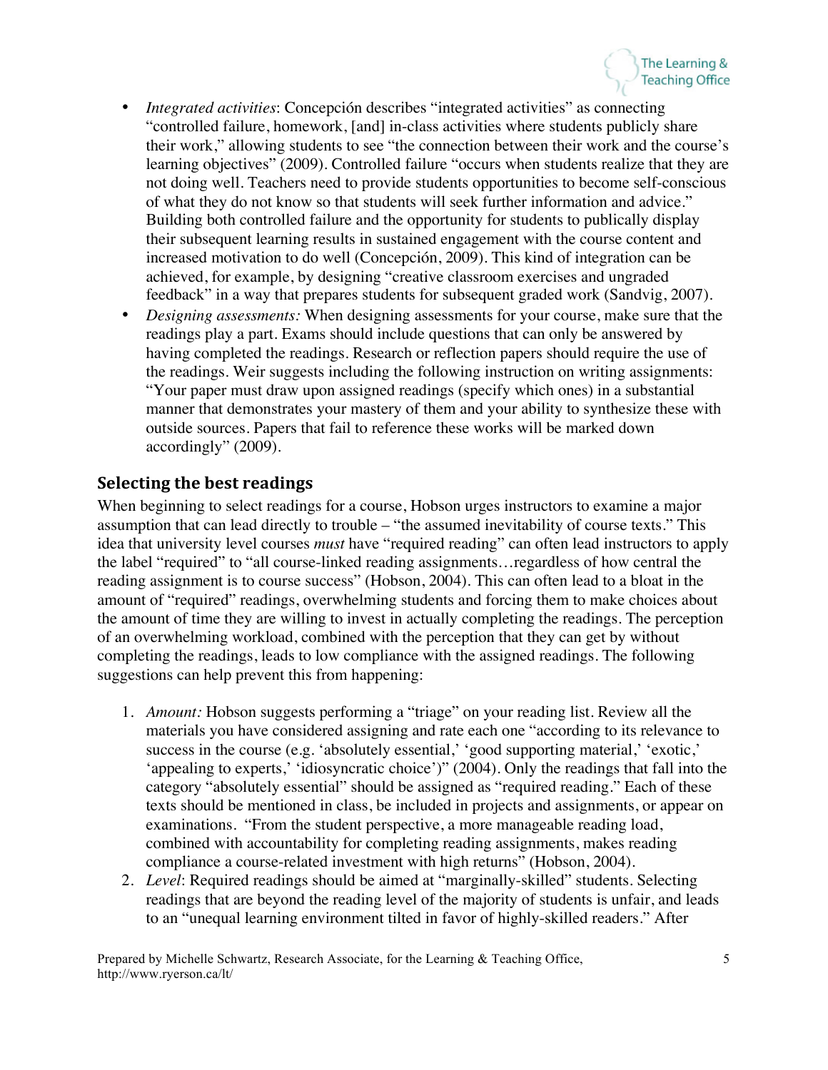- *Integrated activities*: Concepción describes "integrated activities" as connecting "controlled failure, homework, [and] in-class activities where students publicly share their work," allowing students to see "the connection between their work and the course's learning objectives" (2009). Controlled failure "occurs when students realize that they are not doing well. Teachers need to provide students opportunities to become self-conscious of what they do not know so that students will seek further information and advice." Building both controlled failure and the opportunity for students to publically display their subsequent learning results in sustained engagement with the course content and increased motivation to do well (Concepción, 2009). This kind of integration can be achieved, for example, by designing "creative classroom exercises and ungraded feedback" in a way that prepares students for subsequent graded work (Sandvig, 2007).
- *Designing assessments:* When designing assessments for your course, make sure that the readings play a part. Exams should include questions that can only be answered by having completed the readings. Research or reflection papers should require the use of the readings. Weir suggests including the following instruction on writing assignments: "Your paper must draw upon assigned readings (specify which ones) in a substantial manner that demonstrates your mastery of them and your ability to synthesize these with outside sources. Papers that fail to reference these works will be marked down accordingly" (2009).

## Selecting the best readings

When beginning to select readings for a course, Hobson urges instructors to examine a major assumption that can lead directly to trouble – "the assumed inevitability of course texts." This idea that university level courses *must* have "required reading" can often lead instructors to apply the label "required" to "all course-linked reading assignments…regardless of how central the reading assignment is to course success" (Hobson, 2004). This can often lead to a bloat in the amount of "required" readings, overwhelming students and forcing them to make choices about the amount of time they are willing to invest in actually completing the readings. The perception of an overwhelming workload, combined with the perception that they can get by without completing the readings, leads to low compliance with the assigned readings. The following suggestions can help prevent this from happening:

1. *Amount:* Hobson suggests performing a "triage" on your reading list. Review all the materials you have considered assigning and rate each one "according to its relevance to success in the course (e.g. 'absolutely essential,' 'good supporting material,' 'exotic,' 'appealing to experts,' 'idiosyncratic choice')" (2004). Only the readings that fall into the category "absolutely essential" should be assigned as "required reading." Each of these texts should be mentioned in class, be included in projects and assignments, or appear on examinations. "From the student perspective, a more manageable reading load, combined with accountability for completing reading assignments, makes reading compliance a course-related investment with high returns" (Hobson, 2004).
2. *Level*: Required readings should be aimed at "marginally-skilled" students. Selecting readings that are beyond the reading level of the majority of students is unfair, and leads to an "unequal learning environment tilted in favor of highly-skilled readers." After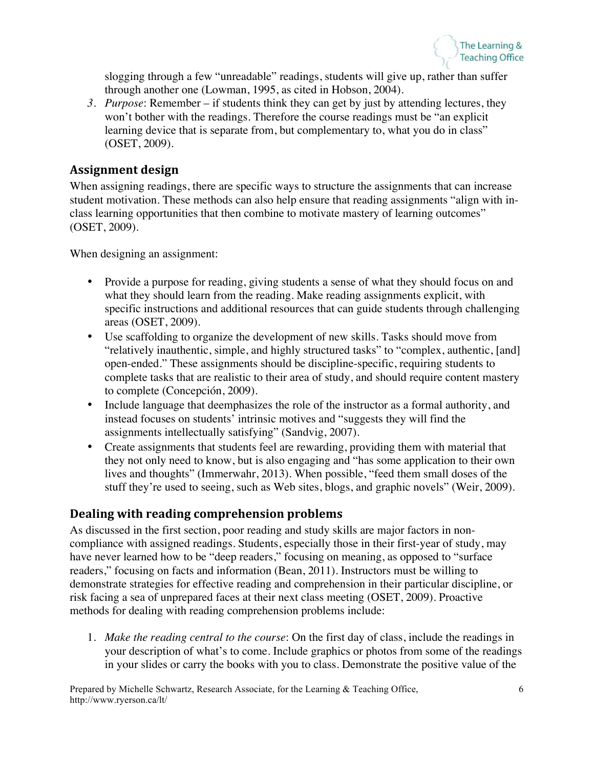slogging through a few "unreadable" readings, students will give up, rather than suffer through another one (Lowman, 1995, as cited in Hobson, 2004).

3. *Purpose*: Remember – if students think they can get by just by attending lectures, they won't bother with the readings. Therefore the course readings must be "an explicit learning device that is separate from, but complementary to, what you do in class" (OSET, 2009).

## Assignment design

When assigning readings, there are specific ways to structure the assignments that can increase student motivation. These methods can also help ensure that reading assignments "align with in-class learning opportunities that then combine to motivate mastery of learning outcomes" (OSET, 2009).

When designing an assignment:

- Provide a purpose for reading, giving students a sense of what they should focus on and what they should learn from the reading. Make reading assignments explicit, with specific instructions and additional resources that can guide students through challenging areas (OSET, 2009).
- Use scaffolding to organize the development of new skills. Tasks should move from "relatively inauthentic, simple, and highly structured tasks" to "complex, authentic, [and] open-ended." These assignments should be discipline-specific, requiring students to complete tasks that are realistic to their area of study, and should require content mastery to complete (Concepción, 2009).
- Include language that deemphasizes the role of the instructor as a formal authority, and instead focuses on students' intrinsic motives and "suggests they will find the assignments intellectually satisfying" (Sandvig, 2007).
- Create assignments that students feel are rewarding, providing them with material that they not only need to know, but is also engaging and "has some application to their own lives and thoughts" (Immerwahr, 2013). When possible, "feed them small doses of the stuff they're used to seeing, such as Web sites, blogs, and graphic novels" (Weir, 2009).

## Dealing with reading comprehension problems

As discussed in the first section, poor reading and study skills are major factors in non-compliance with assigned readings. Students, especially those in their first-year of study, may have never learned how to be "deep readers," focusing on meaning, as opposed to "surface readers," focusing on facts and information (Bean, 2011). Instructors must be willing to demonstrate strategies for effective reading and comprehension in their particular discipline, or risk facing a sea of unprepared faces at their next class meeting (OSET, 2009). Proactive methods for dealing with reading comprehension problems include:

1. *Make the reading central to the course*: On the first day of class, include the readings in your description of what's to come. Include graphics or photos from some of the readings in your slides or carry the books with you to class. Demonstrate the positive value of the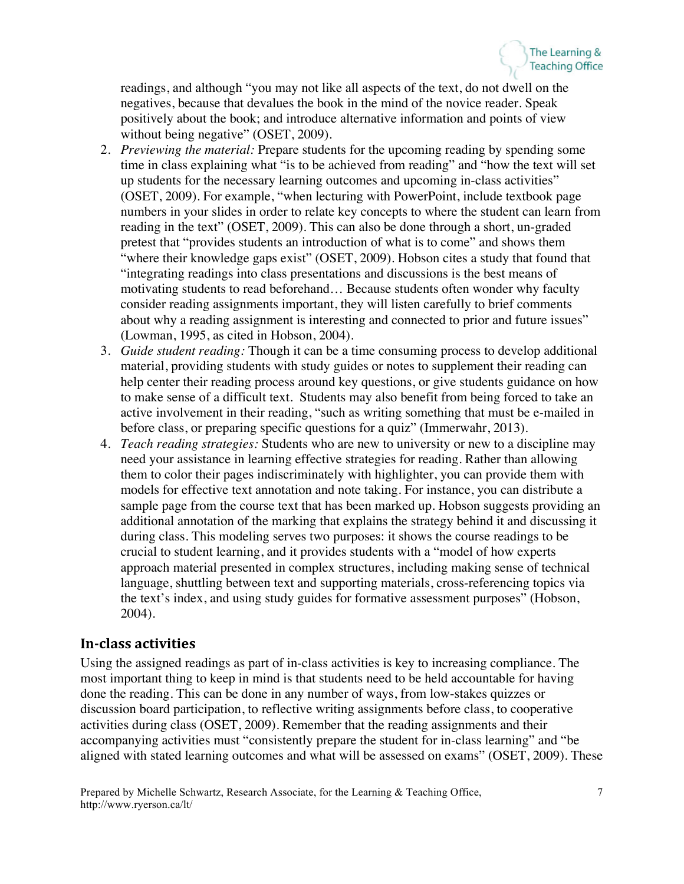readings, and although "you may not like all aspects of the text, do not dwell on the negatives, because that devalues the book in the mind of the novice reader. Speak positively about the book; and introduce alternative information and points of view without being negative" (OSET, 2009).

2. *Previewing the material:* Prepare students for the upcoming reading by spending some time in class explaining what "is to be achieved from reading" and "how the text will set up students for the necessary learning outcomes and upcoming in-class activities" (OSET, 2009). For example, "when lecturing with PowerPoint, include textbook page numbers in your slides in order to relate key concepts to where the student can learn from reading in the text" (OSET, 2009). This can also be done through a short, un-graded pretest that "provides students an introduction of what is to come" and shows them "where their knowledge gaps exist" (OSET, 2009). Hobson cites a study that found that "integrating readings into class presentations and discussions is the best means of motivating students to read beforehand… Because students often wonder why faculty consider reading assignments important, they will listen carefully to brief comments about why a reading assignment is interesting and connected to prior and future issues" (Lowman, 1995, as cited in Hobson, 2004).
3. *Guide student reading:* Though it can be a time consuming process to develop additional material, providing students with study guides or notes to supplement their reading can help center their reading process around key questions, or give students guidance on how to make sense of a difficult text. Students may also benefit from being forced to take an active involvement in their reading, "such as writing something that must be e-mailed in before class, or preparing specific questions for a quiz" (Immerwahr, 2013).
4. *Teach reading strategies:* Students who are new to university or new to a discipline may need your assistance in learning effective strategies for reading. Rather than allowing them to color their pages indiscriminately with highlighter, you can provide them with models for effective text annotation and note taking. For instance, you can distribute a sample page from the course text that has been marked up. Hobson suggests providing an additional annotation of the marking that explains the strategy behind it and discussing it during class. This modeling serves two purposes: it shows the course readings to be crucial to student learning, and it provides students with a "model of how experts approach material presented in complex structures, including making sense of technical language, shuttling between text and supporting materials, cross-referencing topics via the text's index, and using study guides for formative assessment purposes" (Hobson, 2004).

## In-class activities

Using the assigned readings as part of in-class activities is key to increasing compliance. The most important thing to keep in mind is that students need to be held accountable for having done the reading. This can be done in any number of ways, from low-stakes quizzes or discussion board participation, to reflective writing assignments before class, to cooperative activities during class (OSET, 2009). Remember that the reading assignments and their accompanying activities must "consistently prepare the student for in-class learning" and "be aligned with stated learning outcomes and what will be assessed on exams" (OSET, 2009). These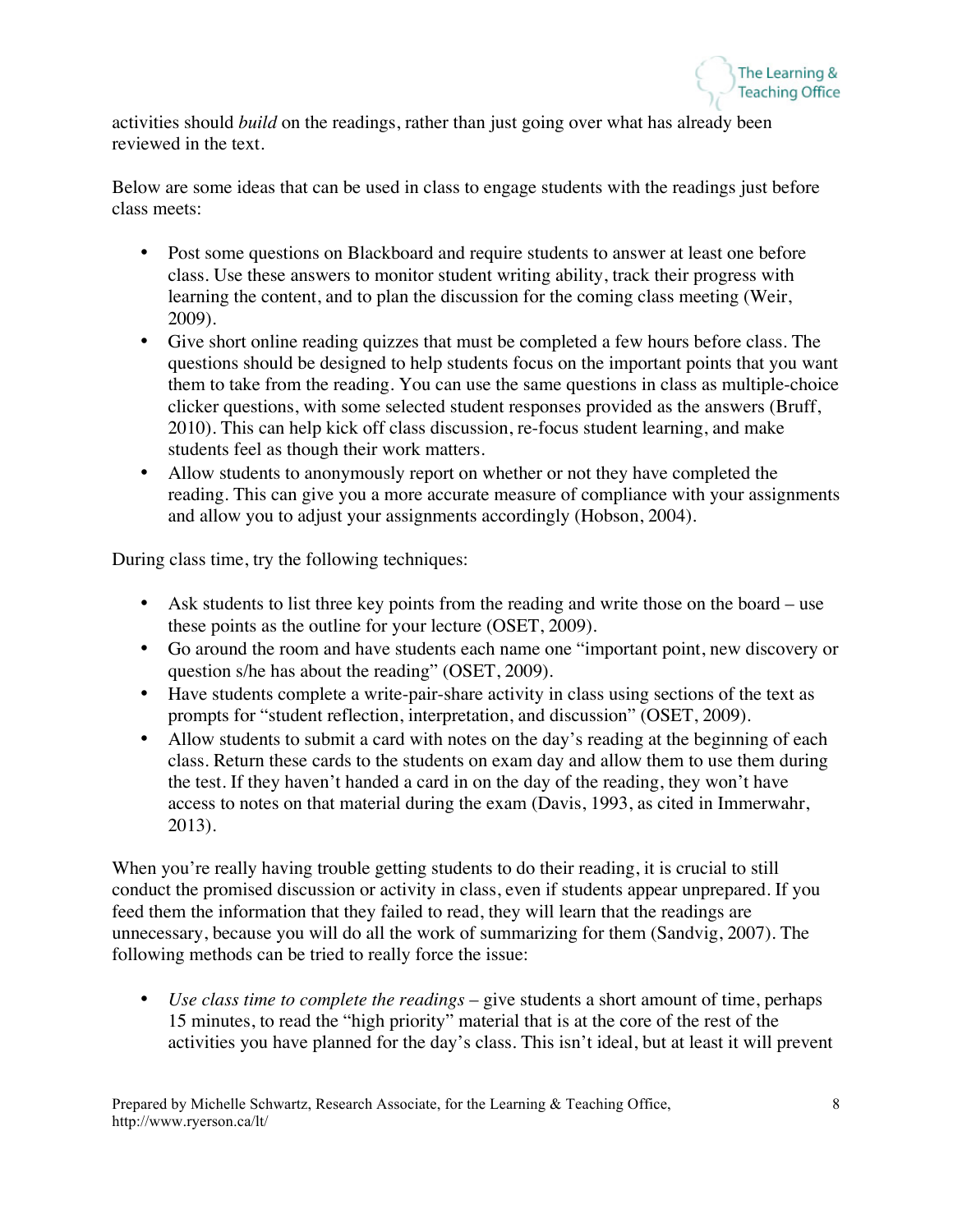activities should *build* on the readings, rather than just going over what has already been reviewed in the text.

Below are some ideas that can be used in class to engage students with the readings just before class meets:

- Post some questions on Blackboard and require students to answer at least one before class. Use these answers to monitor student writing ability, track their progress with learning the content, and to plan the discussion for the coming class meeting (Weir, 2009).
- Give short online reading quizzes that must be completed a few hours before class. The questions should be designed to help students focus on the important points that you want them to take from the reading. You can use the same questions in class as multiple-choice clicker questions, with some selected student responses provided as the answers (Bruff, 2010). This can help kick off class discussion, re-focus student learning, and make students feel as though their work matters.
- Allow students to anonymously report on whether or not they have completed the reading. This can give you a more accurate measure of compliance with your assignments and allow you to adjust your assignments accordingly (Hobson, 2004).

During class time, try the following techniques:

- Ask students to list three key points from the reading and write those on the board – use these points as the outline for your lecture (OSET, 2009).
- Go around the room and have students each name one "important point, new discovery or question s/he has about the reading" (OSET, 2009).
- Have students complete a write-pair-share activity in class using sections of the text as prompts for "student reflection, interpretation, and discussion" (OSET, 2009).
- Allow students to submit a card with notes on the day's reading at the beginning of each class. Return these cards to the students on exam day and allow them to use them during the test. If they haven't handed a card in on the day of the reading, they won't have access to notes on that material during the exam (Davis, 1993, as cited in Immerwahr, 2013).

When you're really having trouble getting students to do their reading, it is crucial to still conduct the promised discussion or activity in class, even if students appear unprepared. If you feed them the information that they failed to read, they will learn that the readings are unnecessary, because you will do all the work of summarizing for them (Sandvig, 2007). The following methods can be tried to really force the issue:

- *Use class time to complete the readings* – give students a short amount of time, perhaps 15 minutes, to read the "high priority" material that is at the core of the rest of the activities you have planned for the day's class. This isn't ideal, but at least it will prevent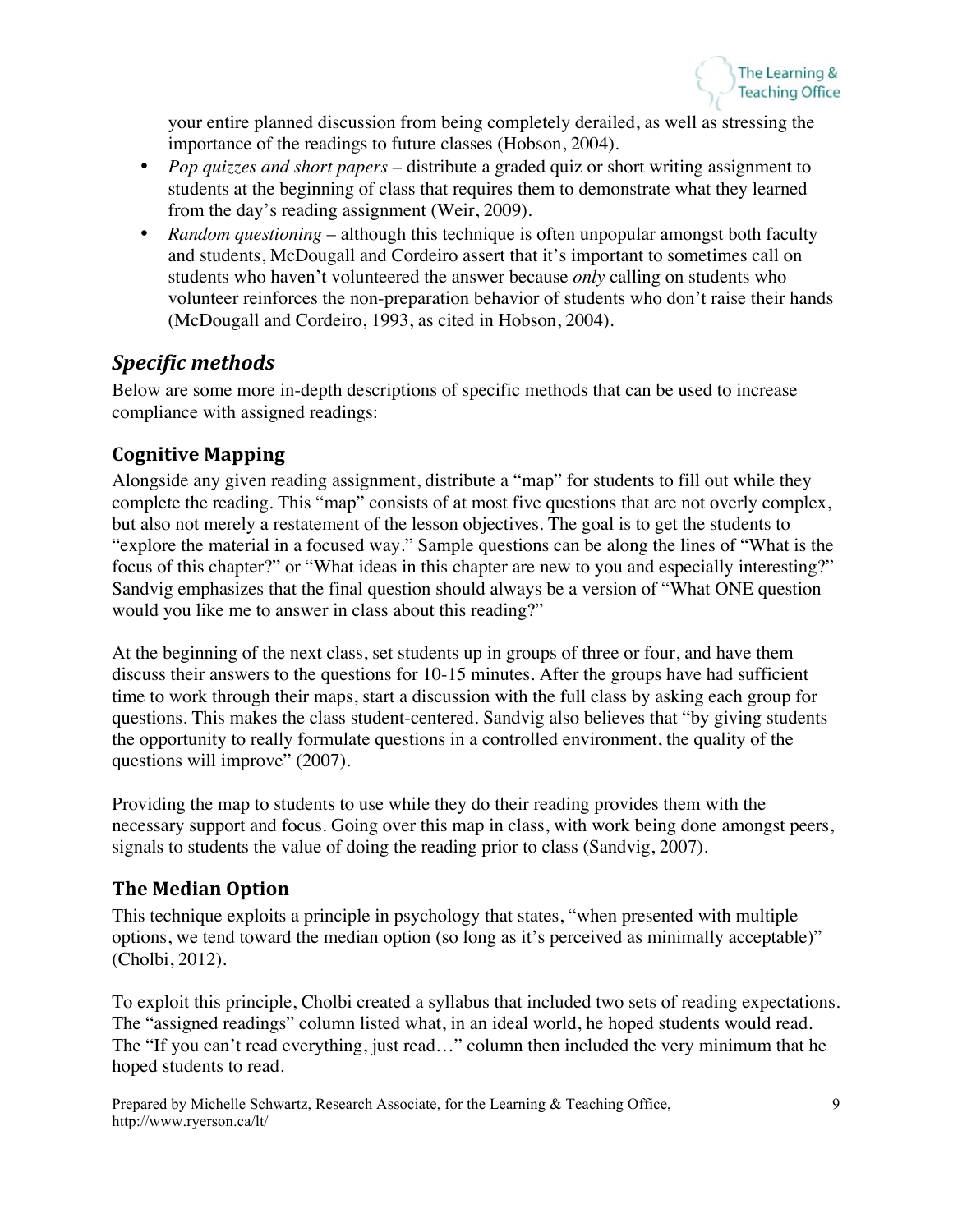your entire planned discussion from being completely derailed, as well as stressing the importance of the readings to future classes (Hobson, 2004).

- *Pop quizzes and short papers* – distribute a graded quiz or short writing assignment to students at the beginning of class that requires them to demonstrate what they learned from the day's reading assignment (Weir, 2009).
- *Random questioning* – although this technique is often unpopular amongst both faculty and students, McDougall and Cordeiro assert that it's important to sometimes call on students who haven't volunteered the answer because *only* calling on students who volunteer reinforces the non-preparation behavior of students who don't raise their hands (McDougall and Cordeiro, 1993, as cited in Hobson, 2004).

## *Specific methods*

Below are some more in-depth descriptions of specific methods that can be used to increase compliance with assigned readings:

### Cognitive Mapping

Alongside any given reading assignment, distribute a "map" for students to fill out while they complete the reading. This "map" consists of at most five questions that are not overly complex, but also not merely a restatement of the lesson objectives. The goal is to get the students to "explore the material in a focused way." Sample questions can be along the lines of "What is the focus of this chapter?" or "What ideas in this chapter are new to you and especially interesting?" Sandvig emphasizes that the final question should always be a version of "What ONE question would you like me to answer in class about this reading?"

At the beginning of the next class, set students up in groups of three or four, and have them discuss their answers to the questions for 10-15 minutes. After the groups have had sufficient time to work through their maps, start a discussion with the full class by asking each group for questions. This makes the class student-centered. Sandvig also believes that "by giving students the opportunity to really formulate questions in a controlled environment, the quality of the questions will improve" (2007).

Providing the map to students to use while they do their reading provides them with the necessary support and focus. Going over this map in class, with work being done amongst peers, signals to students the value of doing the reading prior to class (Sandvig, 2007).

### The Median Option

This technique exploits a principle in psychology that states, "when presented with multiple options, we tend toward the median option (so long as it's perceived as minimally acceptable)" (Cholbi, 2012).

To exploit this principle, Cholbi created a syllabus that included two sets of reading expectations. The "assigned readings" column listed what, in an ideal world, he hoped students would read. The "If you can't read everything, just read…" column then included the very minimum that he hoped students to read.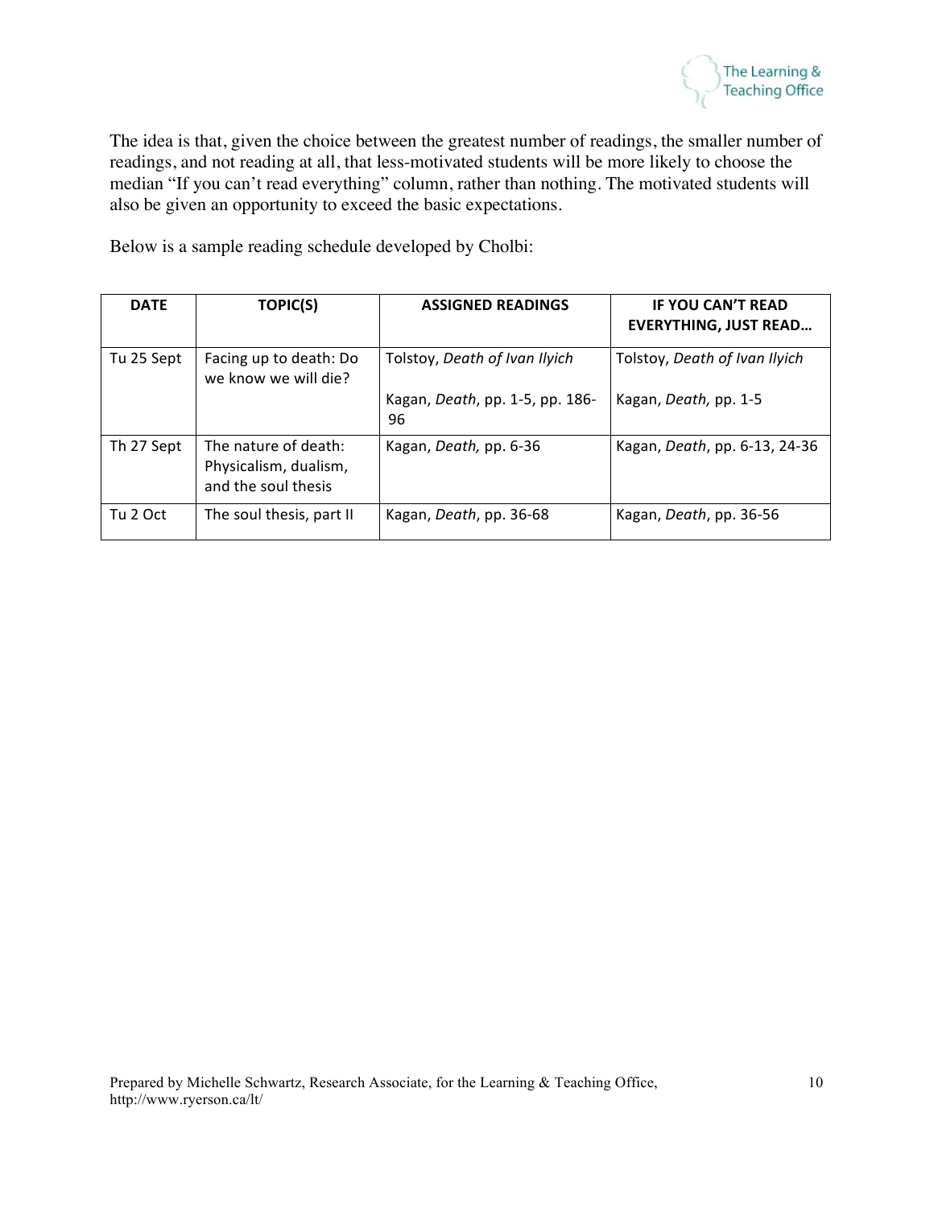The idea is that, given the choice between the greatest number of readings, the smaller number of readings, and not reading at all, that less-motivated students will be more likely to choose the median "If you can't read everything" column, rather than nothing. The motivated students will also be given an opportunity to exceed the basic expectations.

Below is a sample reading schedule developed by Cholbi:

| DATE | TOPIC(S) | ASSIGNED READINGS | IF YOU CAN'T READ EVERYTHING, JUST READ… |
|---|---|---|---|
| Tu 25 Sept | Facing up to death: Do we know we will die? | Tolstoy, *Death of Ivan Ilyich*<br><br>Kagan, *Death*, pp. 1-5, pp. 186-96 | Tolstoy, *Death of Ivan Ilyich*<br><br>Kagan, *Death,* pp. 1-5 |
| Th 27 Sept | The nature of death: Physicalism, dualism, and the soul thesis | Kagan, *Death,* pp. 6-36 | Kagan, *Death*, pp. 6-13, 24-36 |
| Tu 2 Oct | The soul thesis, part II | Kagan, *Death*, pp. 36-68 | Kagan, *Death*, pp. 36-56 |

Prepared by Michelle Schwartz, Research Associate, for the Learning & Teaching Office, http://www.ryerson.ca/lt/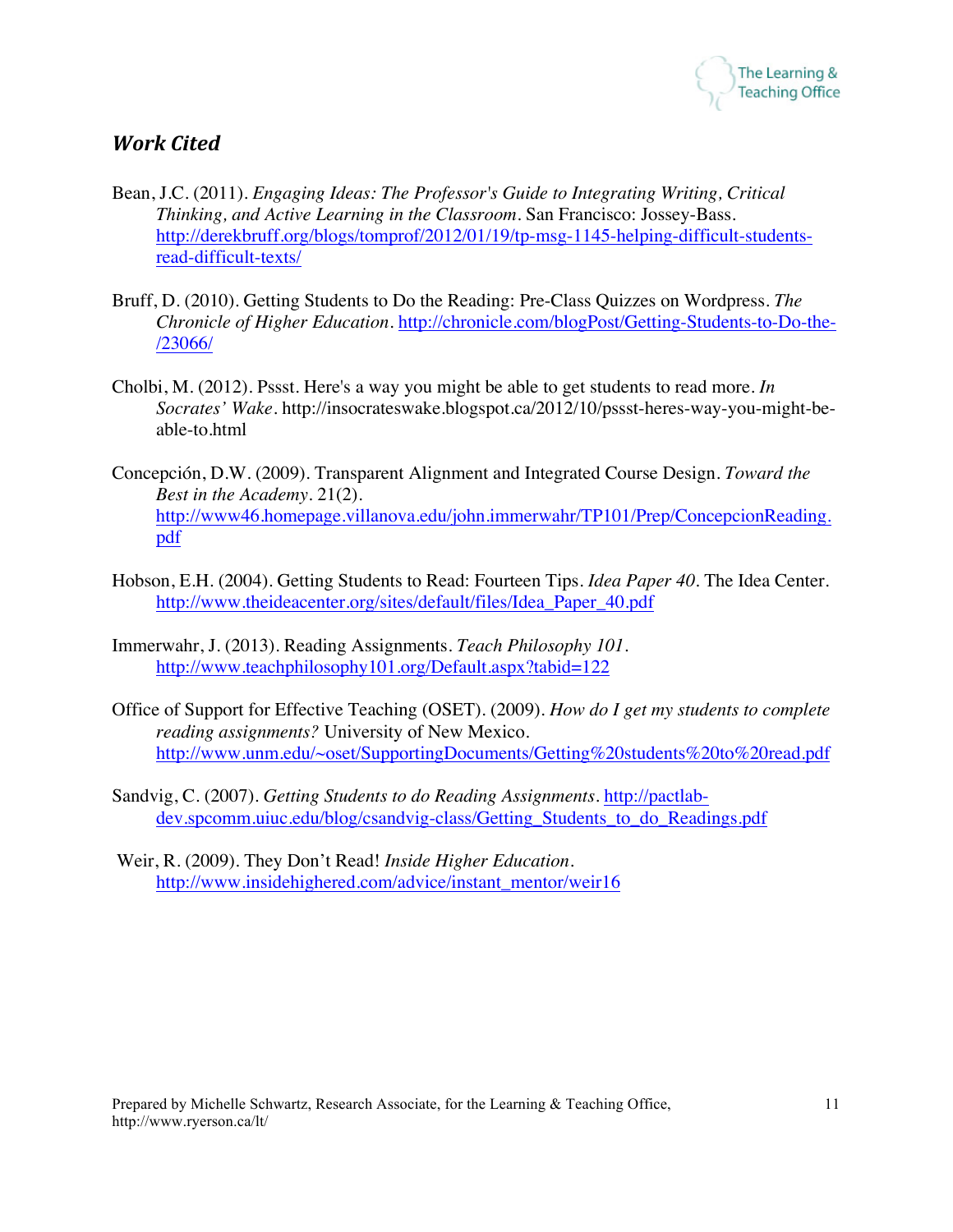## *Work Cited*

Bean, J.C. (2011). *Engaging Ideas: The Professor's Guide to Integrating Writing, Critical Thinking, and Active Learning in the Classroom*. San Francisco: Jossey-Bass. http://derekbruff.org/blogs/tomprof/2012/01/19/tp-msg-1145-helping-difficult-students-read-difficult-texts/

Bruff, D. (2010). Getting Students to Do the Reading: Pre-Class Quizzes on Wordpress. *The Chronicle of Higher Education*. http://chronicle.com/blogPost/Getting-Students-to-Do-the-/23066/

Cholbi, M. (2012). Pssst. Here's a way you might be able to get students to read more. *In Socrates' Wake*. http://insocrateswake.blogspot.ca/2012/10/pssst-heres-way-you-might-be-able-to.html

Concepción, D.W. (2009). Transparent Alignment and Integrated Course Design. *Toward the Best in the Academy*. 21(2). http://www46.homepage.villanova.edu/john.immerwahr/TP101/Prep/ConcepcionReading.pdf

Hobson, E.H. (2004). Getting Students to Read: Fourteen Tips. *Idea Paper 40*. The Idea Center. http://www.theideacenter.org/sites/default/files/Idea_Paper_40.pdf

Immerwahr, J. (2013). Reading Assignments. *Teach Philosophy 101*. http://www.teachphilosophy101.org/Default.aspx?tabid=122

Office of Support for Effective Teaching (OSET). (2009). *How do I get my students to complete reading assignments?* University of New Mexico. http://www.unm.edu/~oset/SupportingDocuments/Getting%20students%20to%20read.pdf

Sandvig, C. (2007). *Getting Students to do Reading Assignments*. http://pactlab-dev.spcomm.uiuc.edu/blog/csandvig-class/Getting_Students_to_do_Readings.pdf

Weir, R. (2009). They Don't Read! *Inside Higher Education*. http://www.insidehighered.com/advice/instant_mentor/weir16